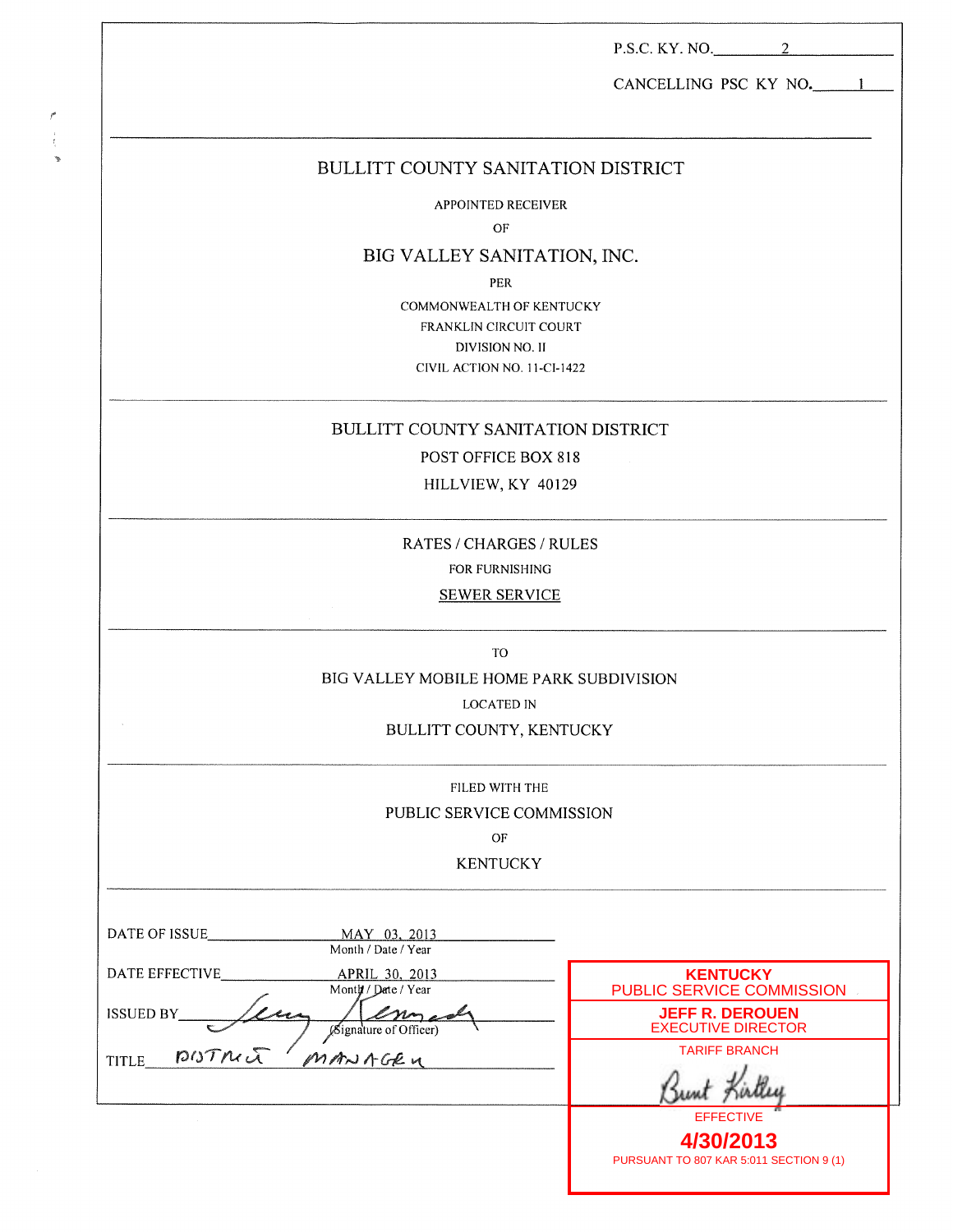P.S.C. KY. NO. 2

CANCELLING PSC KY NO. 1

---

# BULLITT COUNTY SANITATION DISTRICT

APPOINTED RECEIVER

OF

## BIG VALLEY SANITATION, INC.

PER

COMMONWEALTH OF KENTUCKY

FRANKLIN CIRCUIT COURT

DIVISION NO. II

CIVIL ACTION NO. 11-CI-1422

---

BULLITT COUNTY SANITATION DISTRICT

POST OFFICE BOX 818

HILLVIEW, KY 40129

---

RATES / CHARGES / RULES

FOR FURNISHING

SEWER SERVICE

---

TO

BIG VALLEY MOBILE HOME PARK SUBDIVISION

LOCATED IN

BULLITT COUNTY, KENTUCKY

---

FILED WITH THE

PUBLIC SERVICE COMMISSION

OF

KENTUCKY

---

DATE OF ISSUE MAY 03, 2013
Month / Date / Year

DATE EFFECTIVE APRIL 30, 2013
Month / Date / Year

ISSUED BY Jerry Kennedy
(Signature of Officer)

TITLE DISTRICT MANAGER

**KENTUCKY**
PUBLIC SERVICE COMMISSION

**JEFF R. DEROUEN**
EXECUTIVE DIRECTOR

TARIFF BRANCH

Bunt Kirtley

EFFECTIVE

**4/30/2013**

PURSUANT TO 807 KAR 5:011 SECTION 9 (1)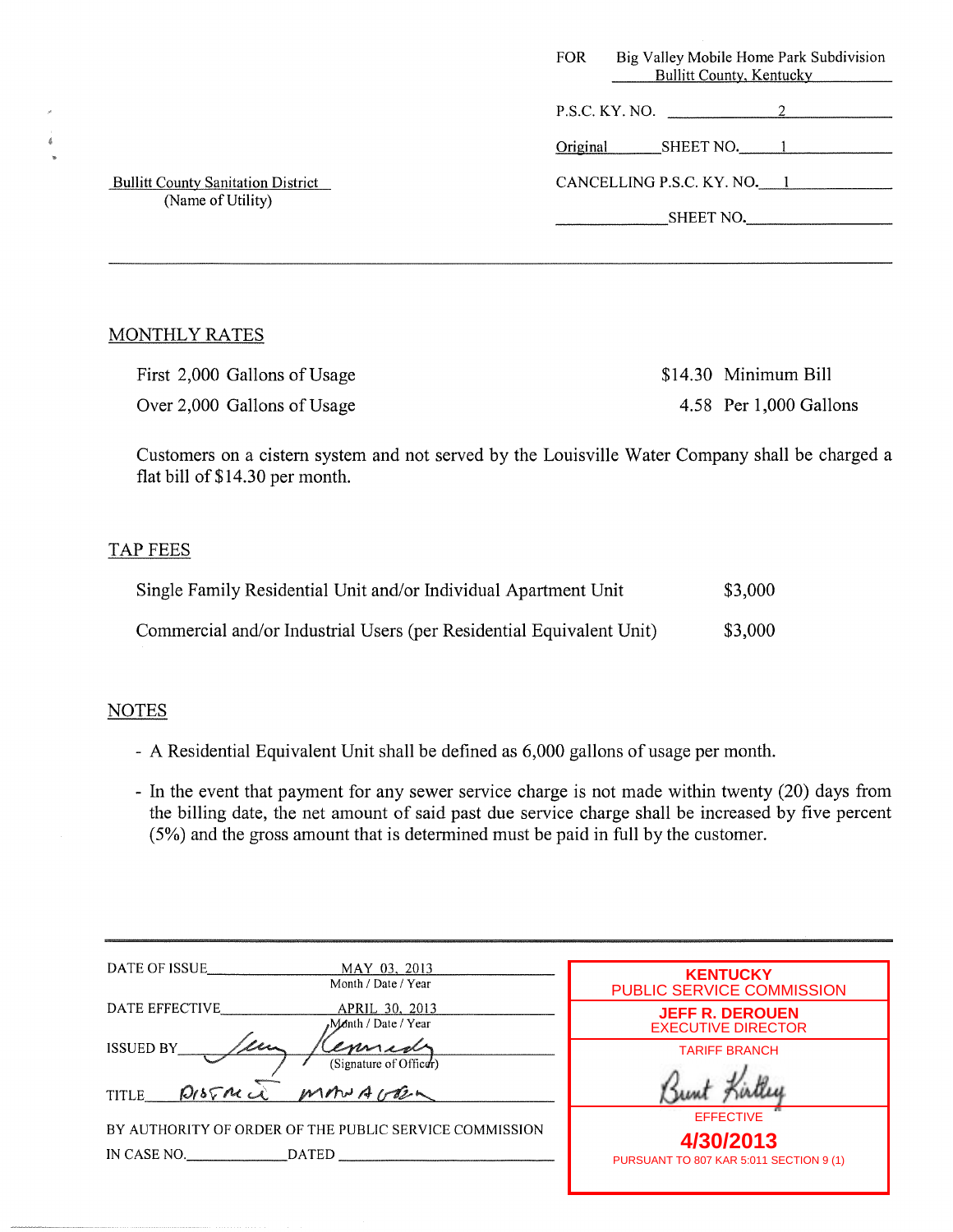FOR Big Valley Mobile Home Park Subdivision
Bullitt County, Kentucky

P.S.C. KY. NO. 2

Original SHEET NO. 1

CANCELLING P.S.C. KY. NO. 1

SHEET NO.

Bullitt County Sanitation District
(Name of Utility)

MONTHLY RATES

| | |
|---|---|
| First 2,000 Gallons of Usage | $14.30 Minimum Bill |
| Over 2,000 Gallons of Usage | 4.58 Per 1,000 Gallons |

Customers on a cistern system and not served by the Louisville Water Company shall be charged a flat bill of $14.30 per month.

TAP FEES

| | |
|---|---|
| Single Family Residential Unit and/or Individual Apartment Unit | $3,000 |
| Commercial and/or Industrial Users (per Residential Equivalent Unit) | $3,000 |

NOTES

- A Residential Equivalent Unit shall be defined as 6,000 gallons of usage per month.
- In the event that payment for any sewer service charge is not made within twenty (20) days from the billing date, the net amount of said past due service charge shall be increased by five percent (5%) and the gross amount that is determined must be paid in full by the customer.

DATE OF ISSUE MAY 03, 2013
Month / Date / Year

DATE EFFECTIVE APRIL 30, 2013
Month / Date / Year

ISSUED BY Jerry Kennedy
(Signature of Officer)

TITLE District Manager

BY AUTHORITY OF ORDER OF THE PUBLIC SERVICE COMMISSION

IN CASE NO. DATED

KENTUCKY
PUBLIC SERVICE COMMISSION

JEFF R. DEROUEN
EXECUTIVE DIRECTOR

TARIFF BRANCH

Bunt Kirtley

EFFECTIVE

4/30/2013

PURSUANT TO 807 KAR 5:011 SECTION 9 (1)